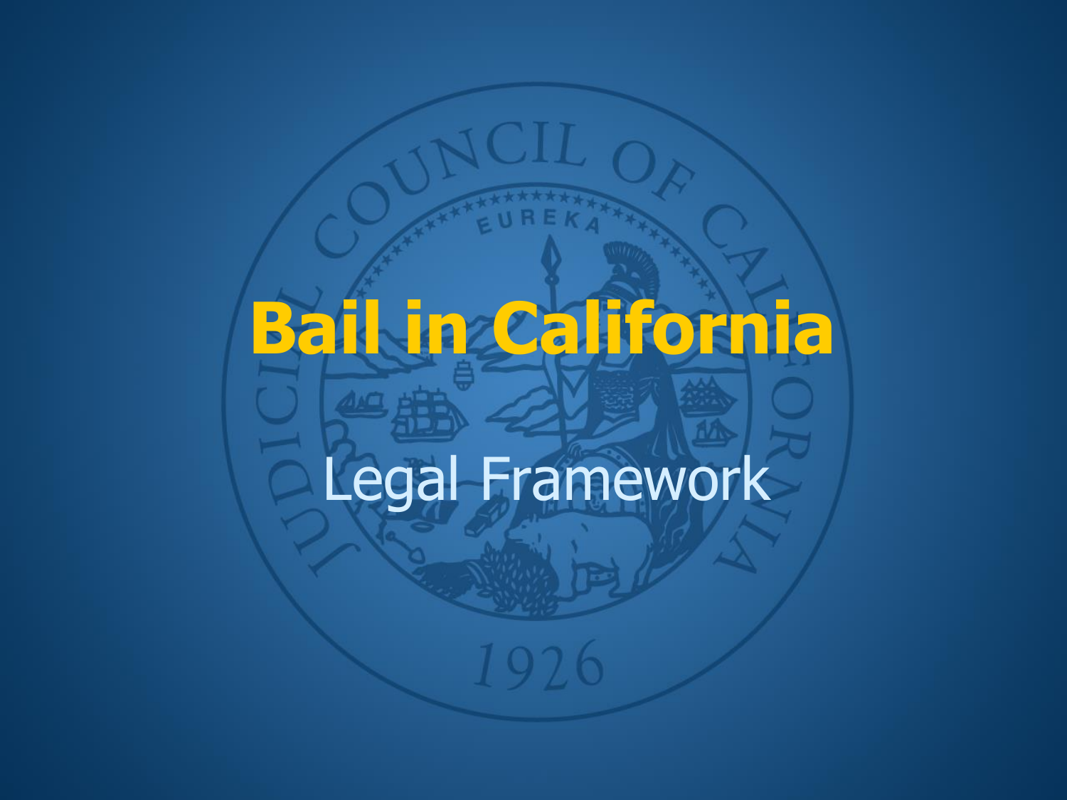# Bail in California

## Legal Framework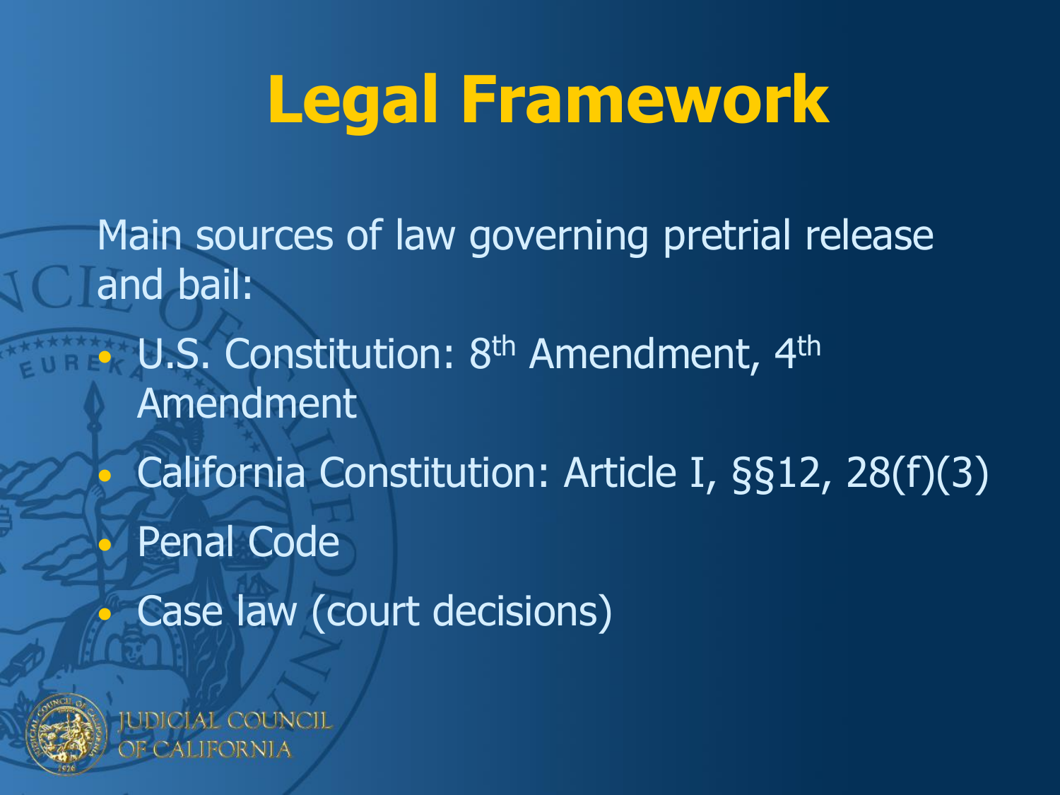# Legal Framework

Main sources of law governing pretrial release and bail:

- U.S. Constitution: 8th Amendment, 4th Amendment
- California Constitution: Article I, §§12, 28(f)(3)
- Penal Code
- Case law (court decisions)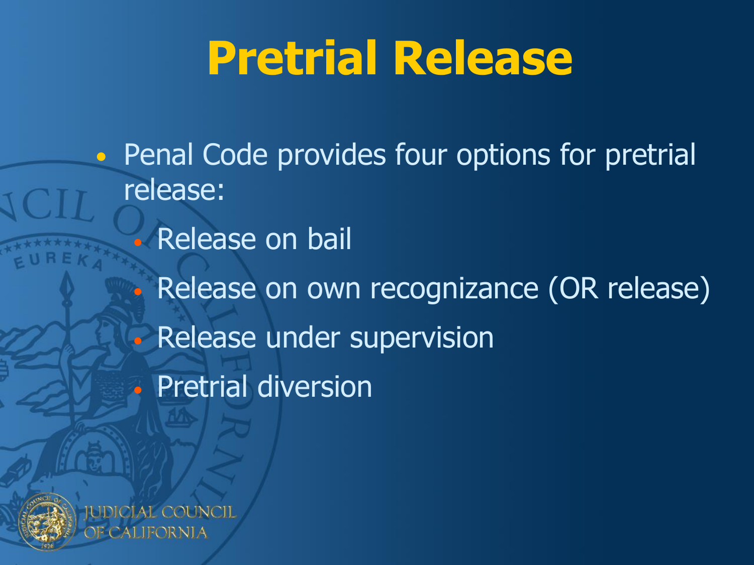# Pretrial Release

- Penal Code provides four options for pretrial release:
  - Release on bail
  - Release on own recognizance (OR release)
  - Release under supervision
  - Pretrial diversion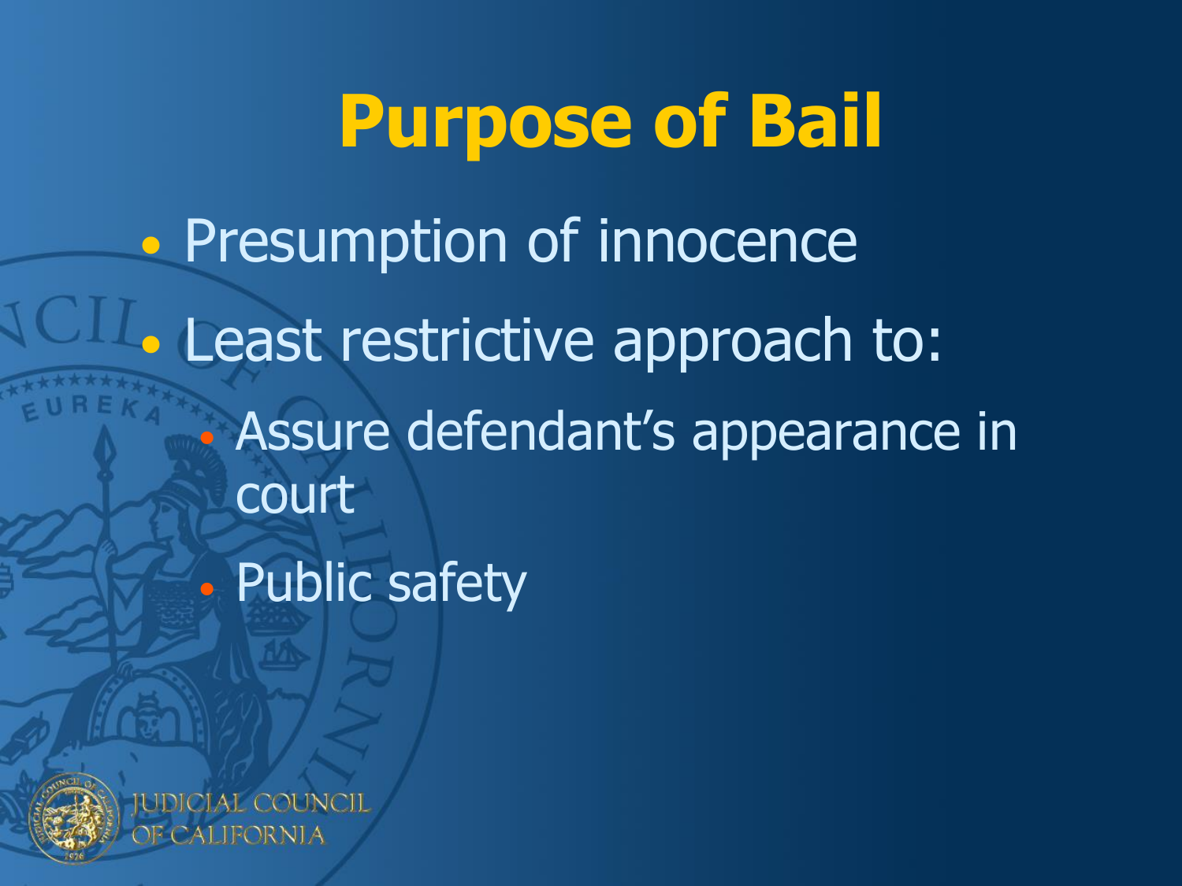# Purpose of Bail

- Presumption of innocence
- Least restrictive approach to:
  - Assure defendant's appearance in court
  - Public safety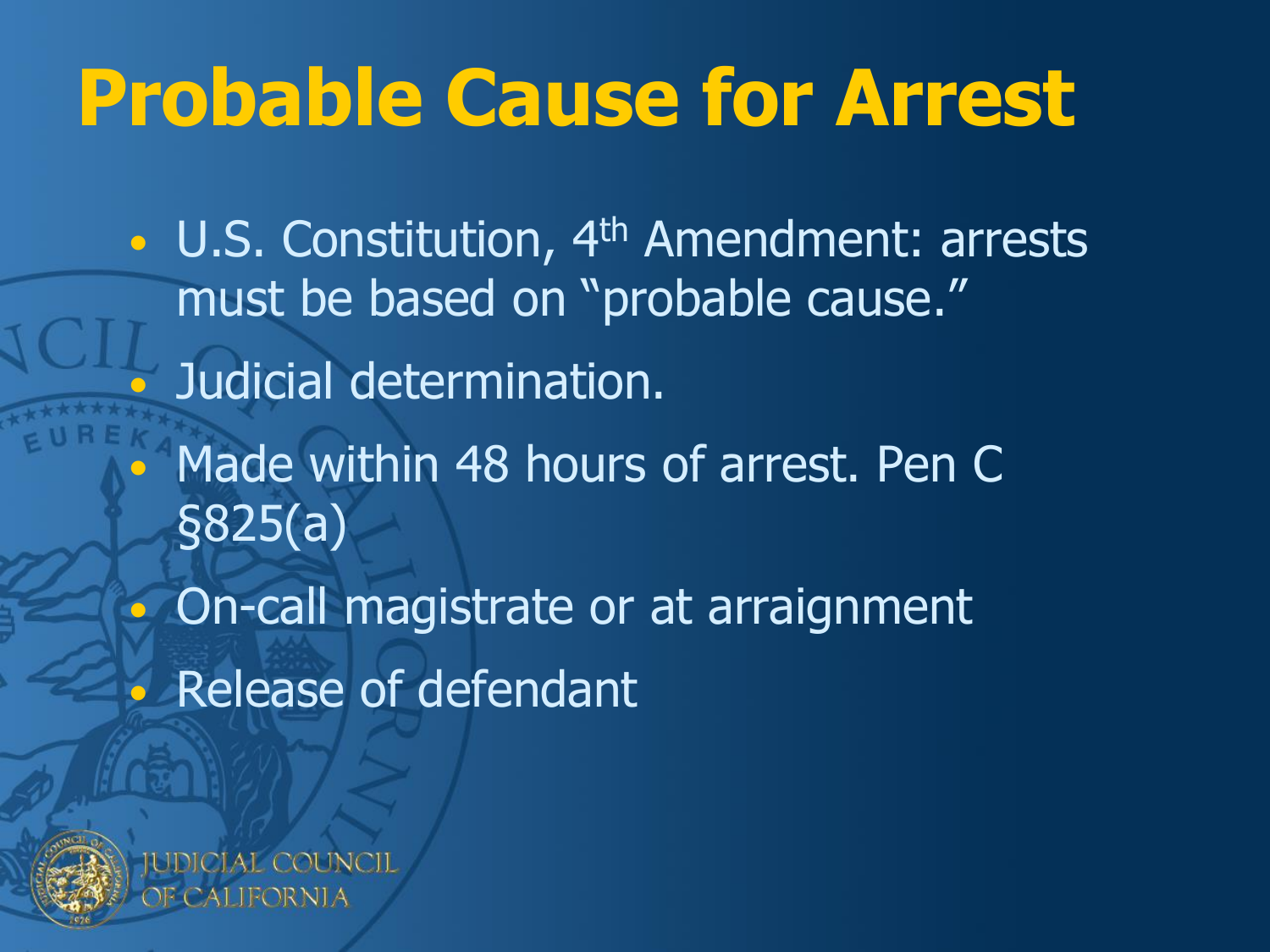# Probable Cause for Arrest

- U.S. Constitution, 4th Amendment: arrests must be based on "probable cause."
- Judicial determination.
- Made within 48 hours of arrest. Pen C §825(a)
- On-call magistrate or at arraignment
- Release of defendant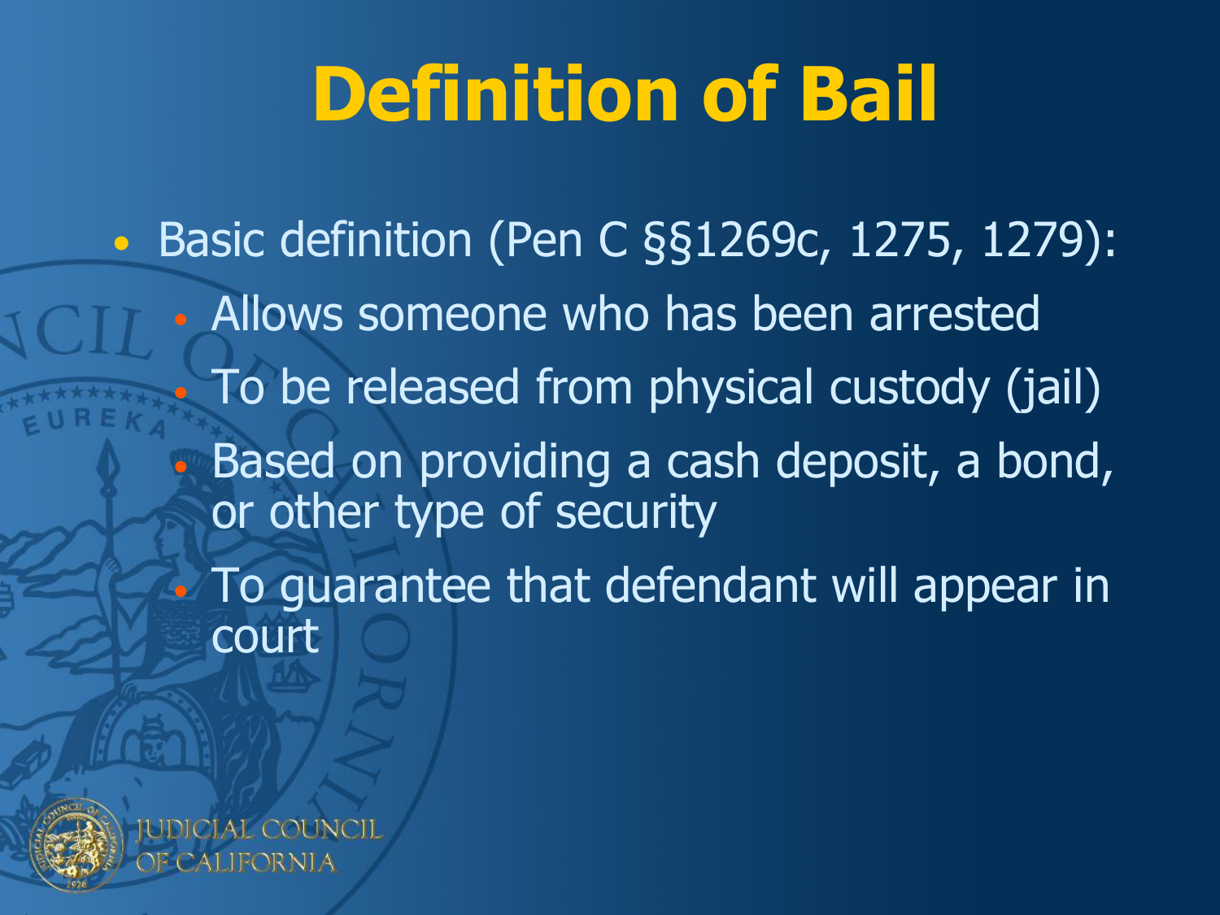# Definition of Bail

- Basic definition (Pen C §§1269c, 1275, 1279):
  - Allows someone who has been arrested
  - To be released from physical custody (jail)
  - Based on providing a cash deposit, a bond, or other type of security
  - To guarantee that defendant will appear in court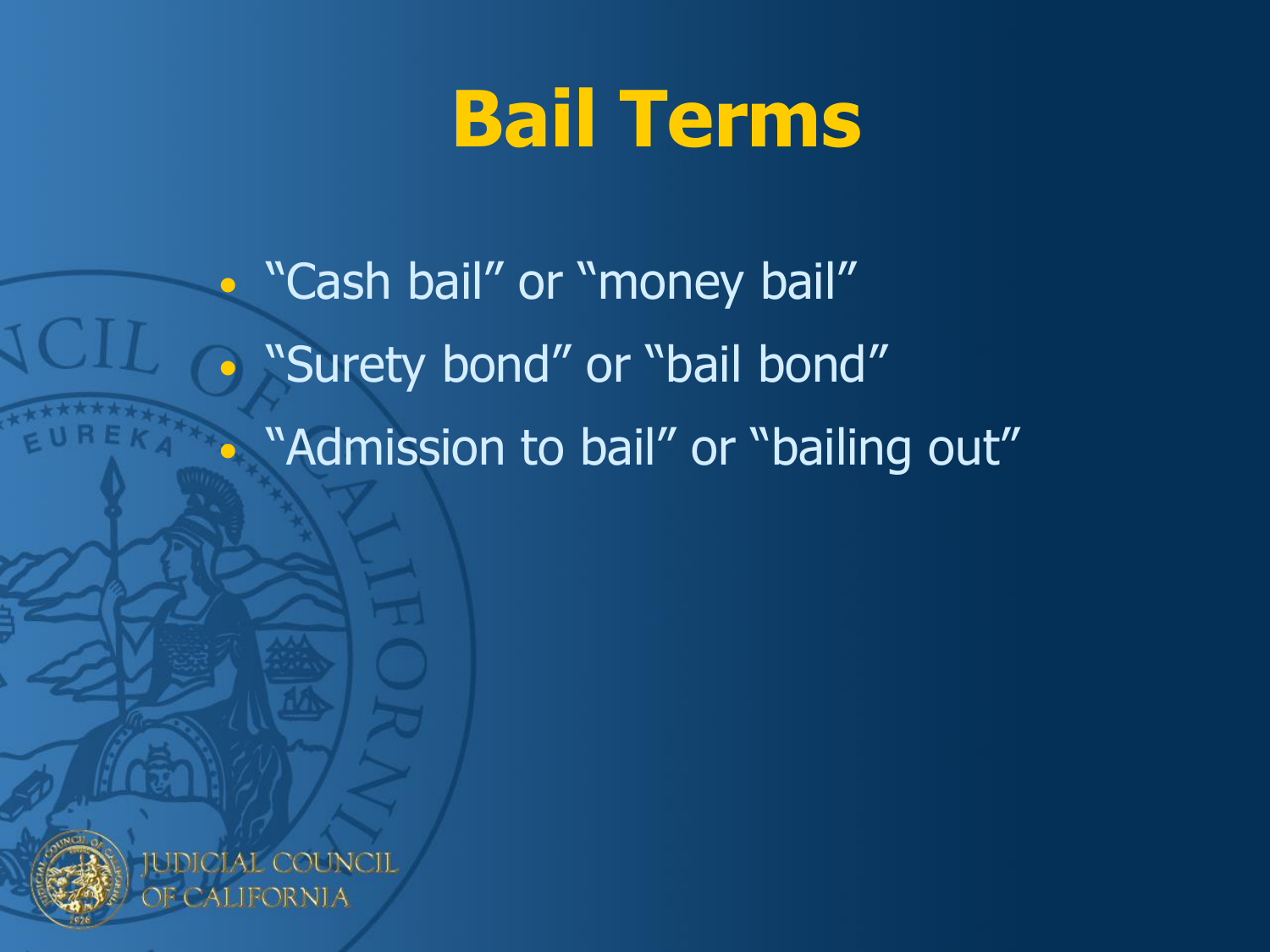# Bail Terms

- "Cash bail" or "money bail"
- "Surety bond" or "bail bond"
- "Admission to bail" or "bailing out"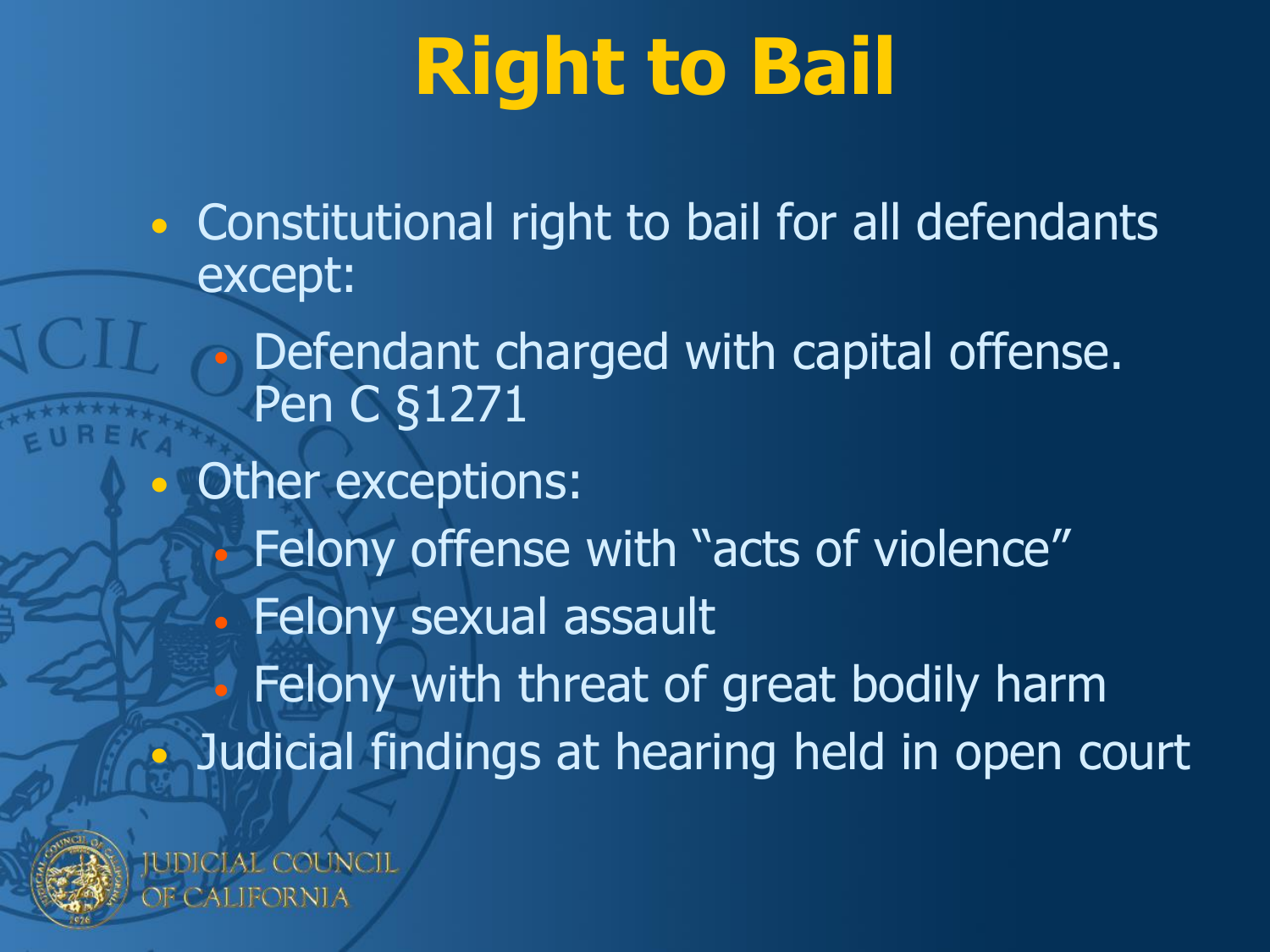# Right to Bail

- Constitutional right to bail for all defendants except:
  - Defendant charged with capital offense. Pen C §1271
- Other exceptions:
  - Felony offense with "acts of violence"
  - Felony sexual assault
  - Felony with threat of great bodily harm
- Judicial findings at hearing held in open court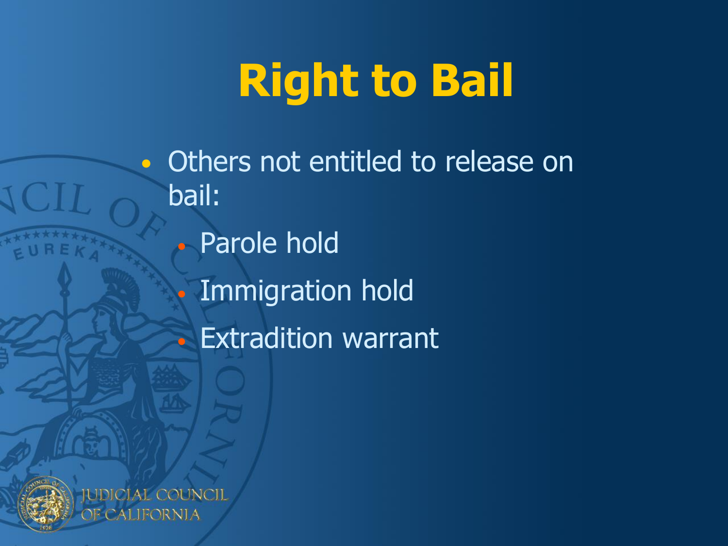# Right to Bail

- Others not entitled to release on bail:
  - Parole hold
  - Immigration hold
  - Extradition warrant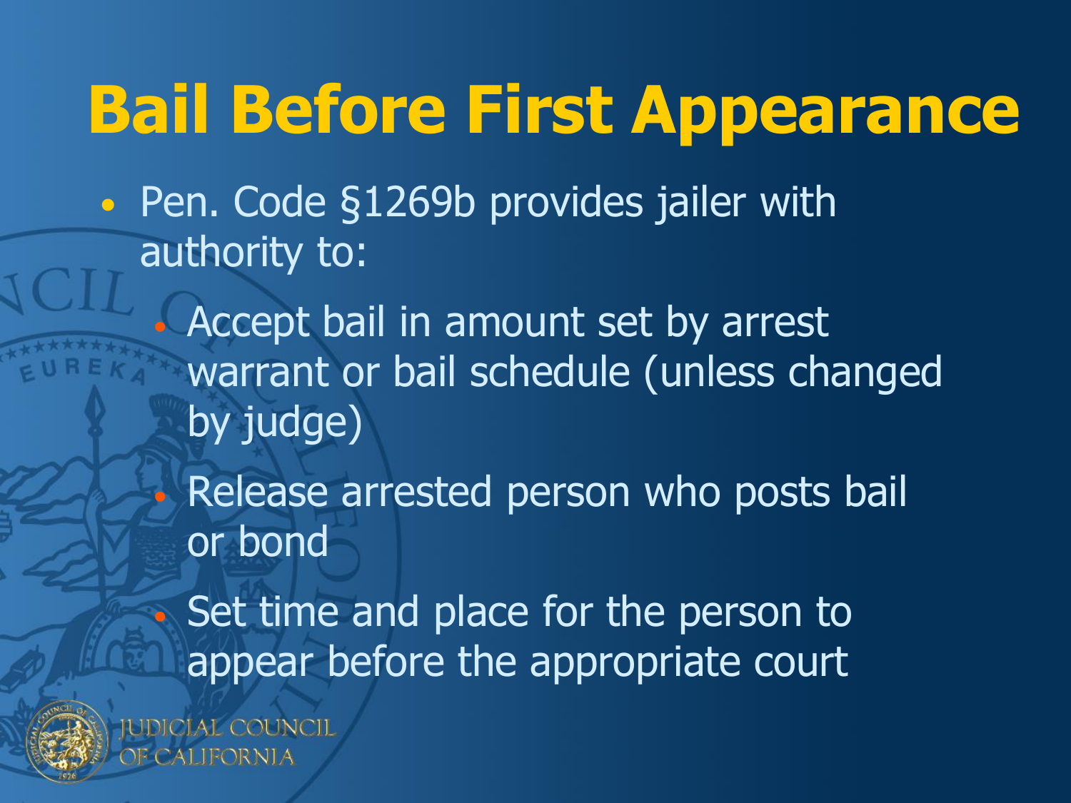# Bail Before First Appearance

- Pen. Code §1269b provides jailer with authority to:
  - Accept bail in amount set by arrest warrant or bail schedule (unless changed by judge)
  - Release arrested person who posts bail or bond
  - Set time and place for the person to appear before the appropriate court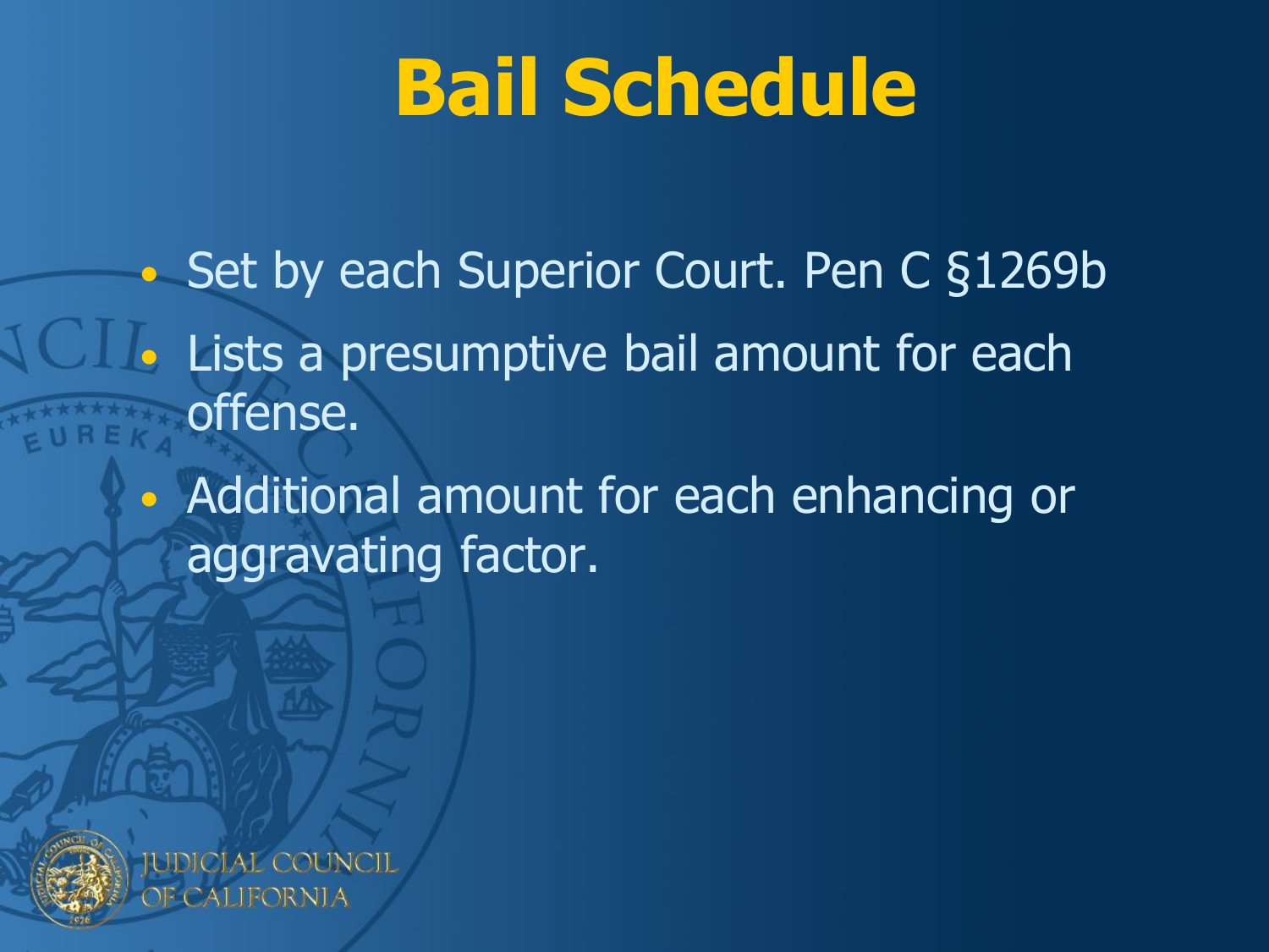# Bail Schedule

- Set by each Superior Court. Pen C §1269b
- Lists a presumptive bail amount for each offense.
- Additional amount for each enhancing or aggravating factor.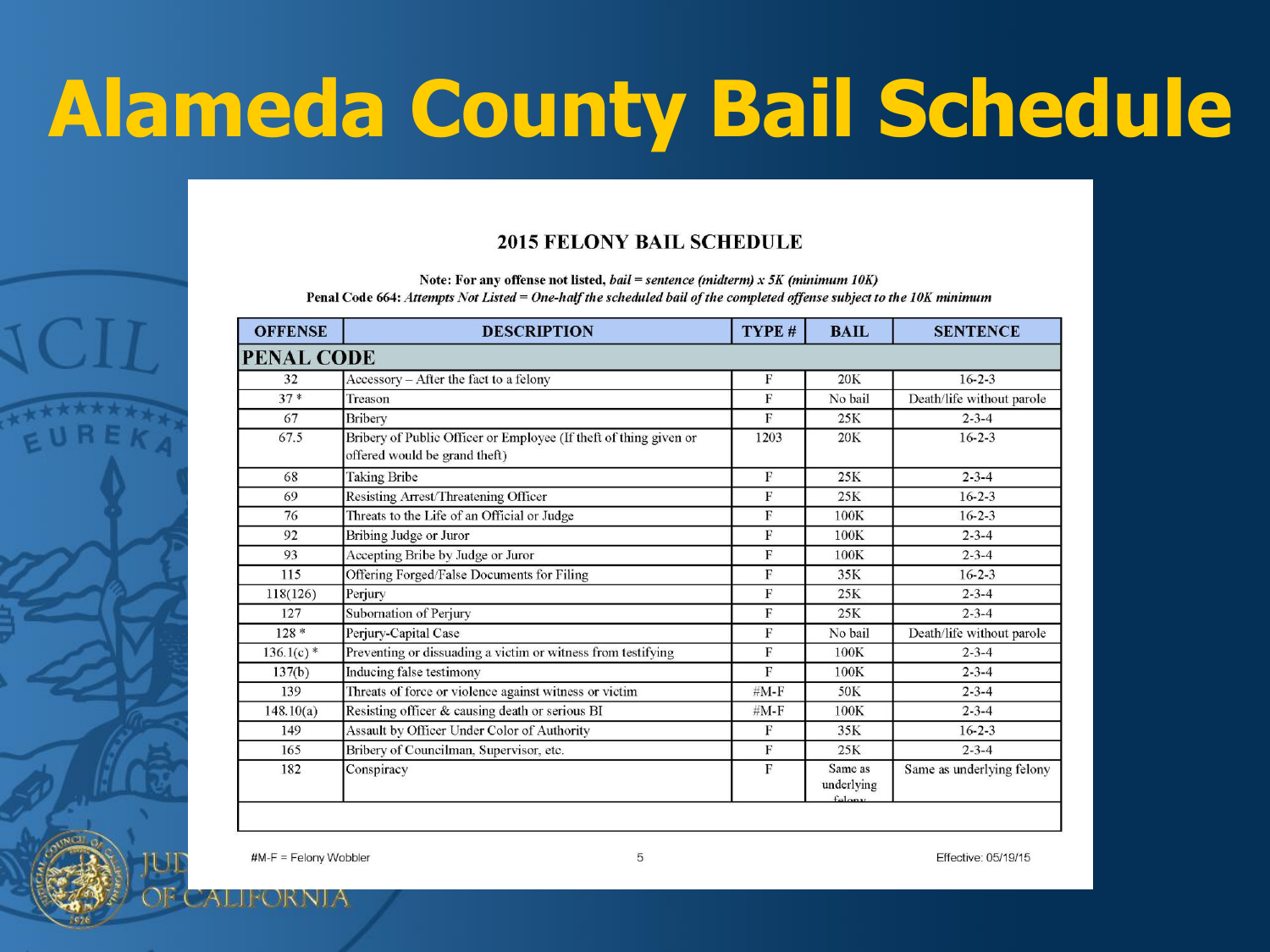# Alameda County Bail Schedule

## 2015 FELONY BAIL SCHEDULE

**Note: For any offense not listed,** ***bail = sentence (midterm) x 5K (minimum 10K)***

**Penal Code 664:** ***Attempts Not Listed = One-half the scheduled bail of the completed offense subject to the 10K minimum***

| OFFENSE | DESCRIPTION | TYPE # | BAIL | SENTENCE |
|---|---|---|---|---|
| **PENAL CODE** | | | | |
| 32 | Accessory – After the fact to a felony | F | 20K | 16-2-3 |
| 37 * | Treason | F | No bail | Death/life without parole |
| 67 | Bribery | F | 25K | 2-3-4 |
| 67.5 | Bribery of Public Officer or Employee (If theft of thing given or offered would be grand theft) | 1203 | 20K | 16-2-3 |
| 68 | Taking Bribe | F | 25K | 2-3-4 |
| 69 | Resisting Arrest/Threatening Officer | F | 25K | 16-2-3 |
| 76 | Threats to the Life of an Official or Judge | F | 100K | 16-2-3 |
| 92 | Bribing Judge or Juror | F | 100K | 2-3-4 |
| 93 | Accepting Bribe by Judge or Juror | F | 100K | 2-3-4 |
| 115 | Offering Forged/False Documents for Filing | F | 35K | 16-2-3 |
| 118(126) | Perjury | F | 25K | 2-3-4 |
| 127 | Subornation of Perjury | F | 25K | 2-3-4 |
| 128 * | Perjury-Capital Case | F | No bail | Death/life without parole |
| 136.1(c) * | Preventing or dissuading a victim or witness from testifying | F | 100K | 2-3-4 |
| 137(b) | Inducing false testimony | F | 100K | 2-3-4 |
| 139 | Threats of force or violence against witness or victim | #M-F | 50K | 2-3-4 |
| 148.10(a) | Resisting officer & causing death or serious BI | #M-F | 100K | 2-3-4 |
| 149 | Assault by Officer Under Color of Authority | F | 35K | 16-2-3 |
| 165 | Bribery of Councilman, Supervisor, etc. | F | 25K | 2-3-4 |
| 182 | Conspiracy | F | Same as underlying felony | Same as underlying felony |

#M-F = Felony Wobbler

Effective: 05/19/15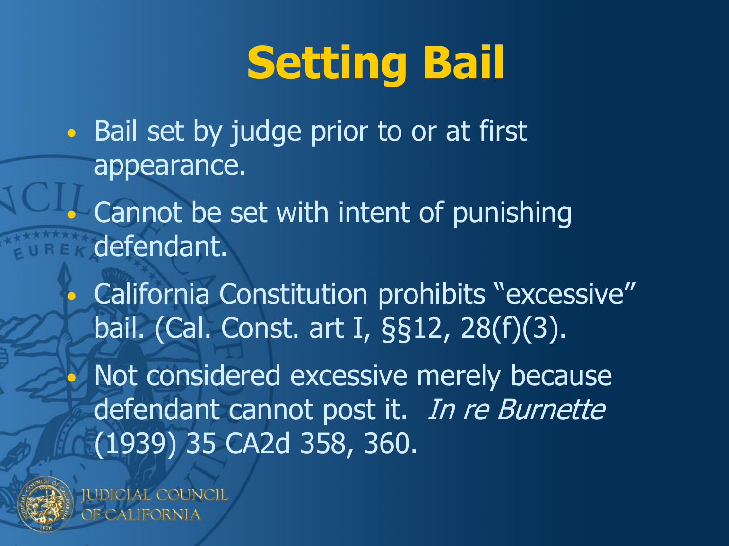# Setting Bail

- Bail set by judge prior to or at first appearance.
- Cannot be set with intent of punishing defendant.
- California Constitution prohibits “excessive” bail. (Cal. Const. art I, §§12, 28(f)(3).
- Not considered excessive merely because defendant cannot post it. *In re Burnette* (1939) 35 CA2d 358, 360.

JUDICIAL COUNCIL OF CALIFORNIA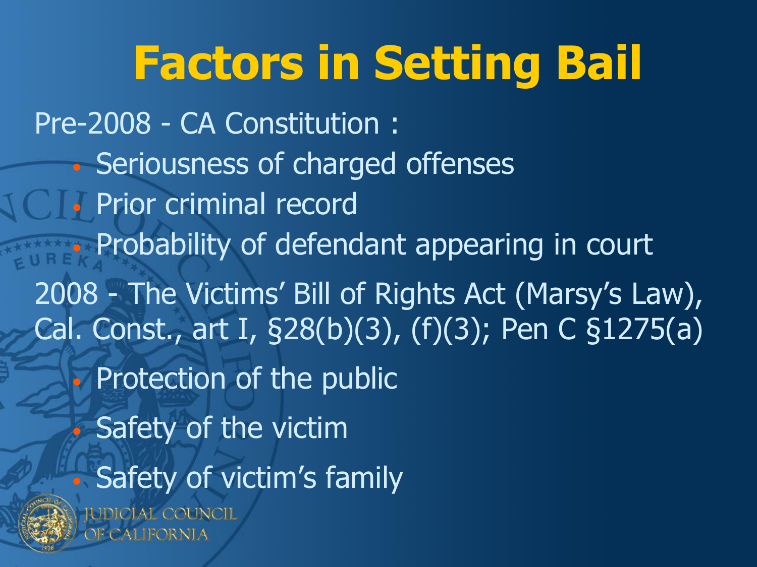# Factors in Setting Bail

Pre-2008 - CA Constitution :

- Seriousness of charged offenses
- Prior criminal record
- Probability of defendant appearing in court

2008 - The Victims' Bill of Rights Act (Marsy's Law), Cal. Const., art I, §28(b)(3), (f)(3); Pen C §1275(a)

- Protection of the public
- Safety of the victim
- Safety of victim's family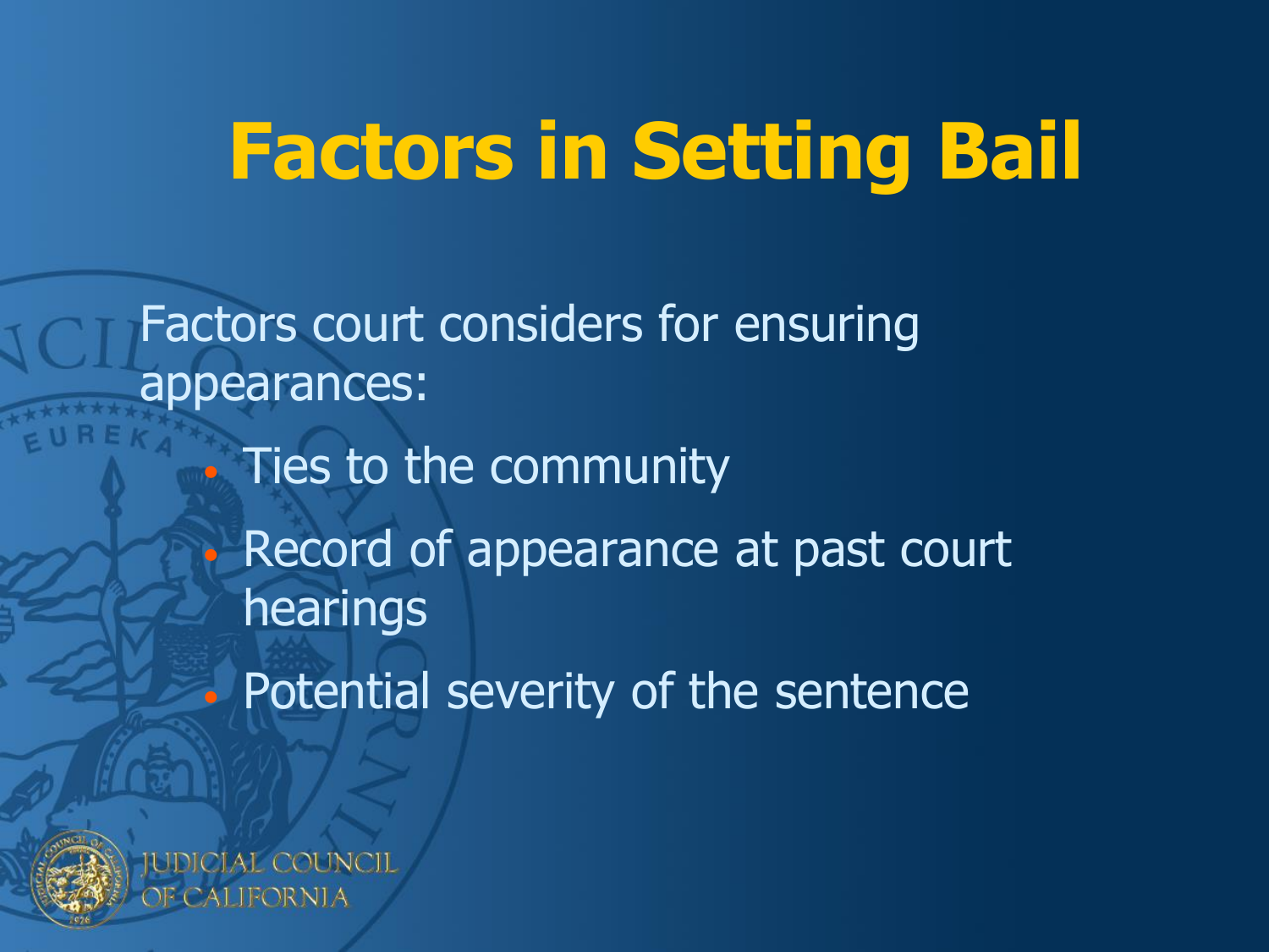# Factors in Setting Bail

Factors court considers for ensuring appearances:

- Ties to the community
- Record of appearance at past court hearings
- Potential severity of the sentence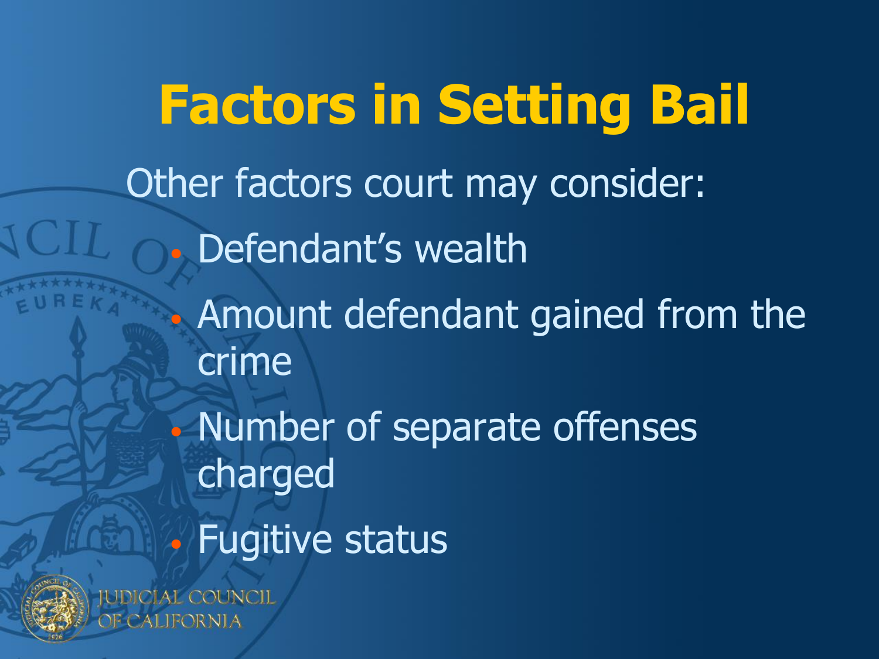# Factors in Setting Bail

Other factors court may consider:

- Defendant's wealth
- Amount defendant gained from the crime
- Number of separate offenses charged
- Fugitive status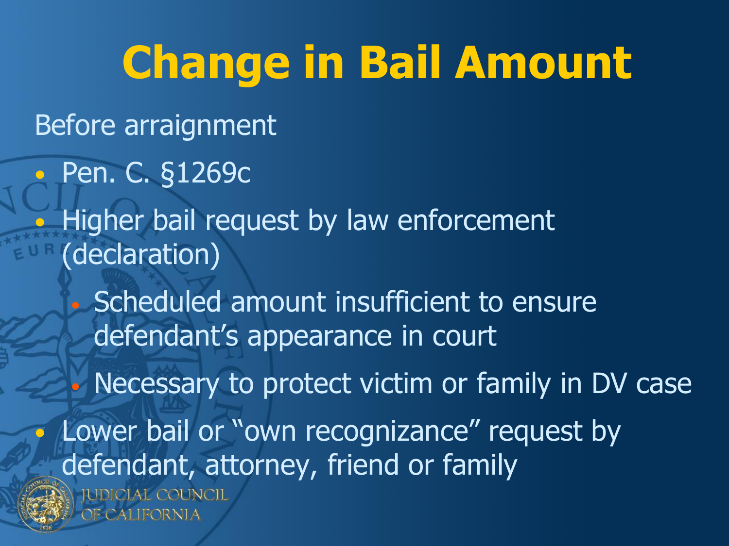# Change in Bail Amount

Before arraignment

- Pen. C. §1269c
- Higher bail request by law enforcement (declaration)
  - Scheduled amount insufficient to ensure defendant's appearance in court
  - Necessary to protect victim or family in DV case
- Lower bail or "own recognizance" request by defendant, attorney, friend or family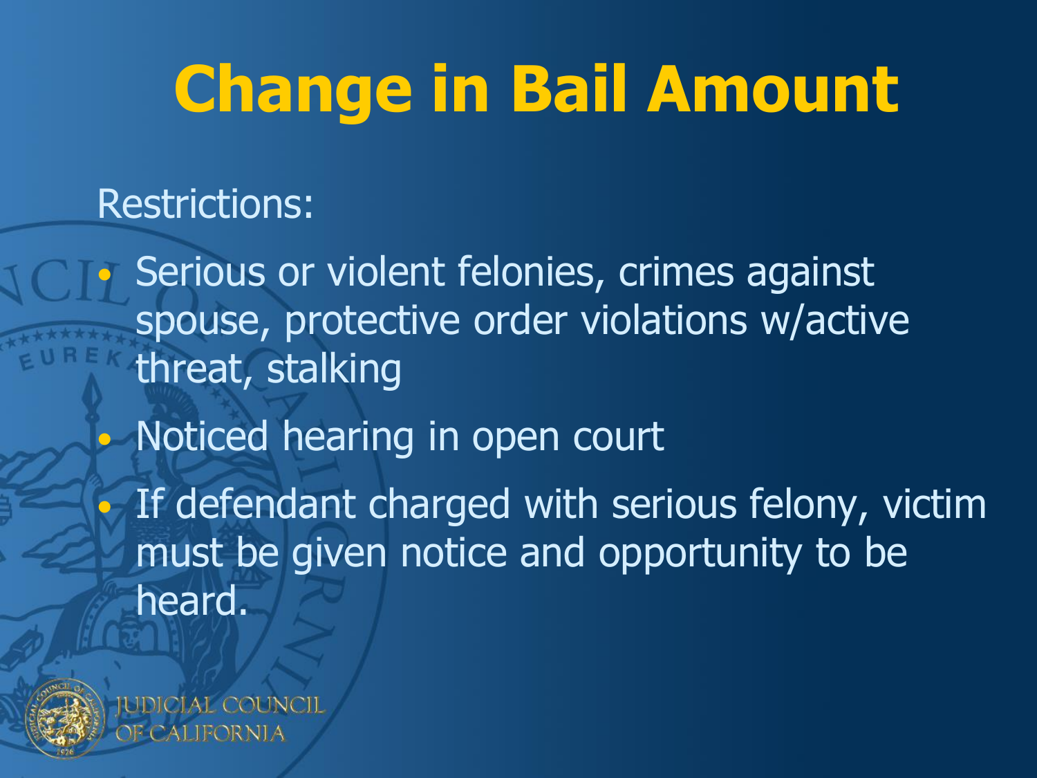# Change in Bail Amount

Restrictions:

- Serious or violent felonies, crimes against spouse, protective order violations w/active threat, stalking
- Noticed hearing in open court
- If defendant charged with serious felony, victim must be given notice and opportunity to be heard.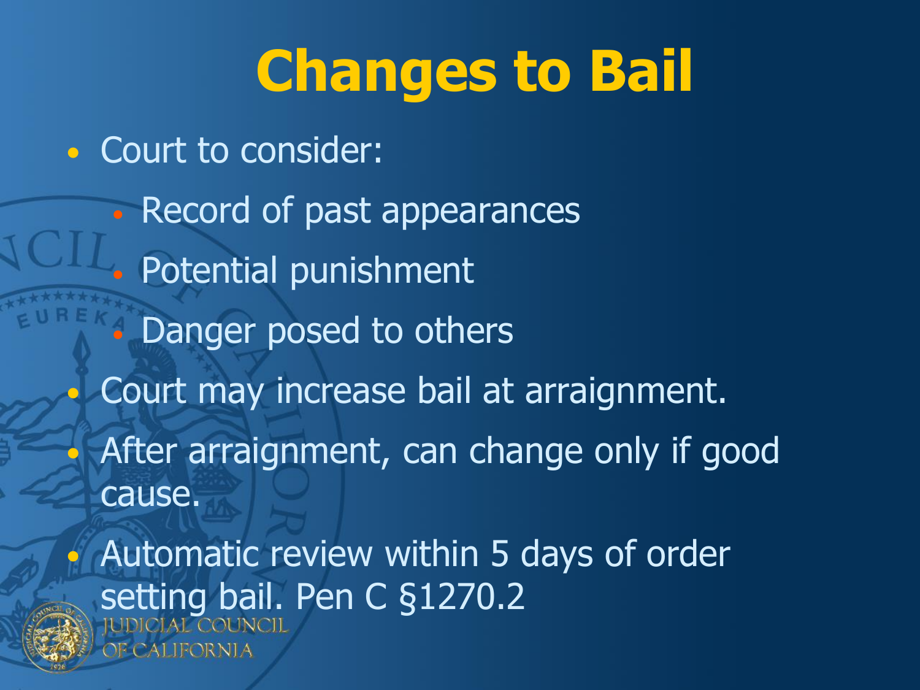# Changes to Bail

- Court to consider:
  - Record of past appearances
  - Potential punishment
  - Danger posed to others
- Court may increase bail at arraignment.
- After arraignment, can change only if good cause.
- Automatic review within 5 days of order setting bail. Pen C §1270.2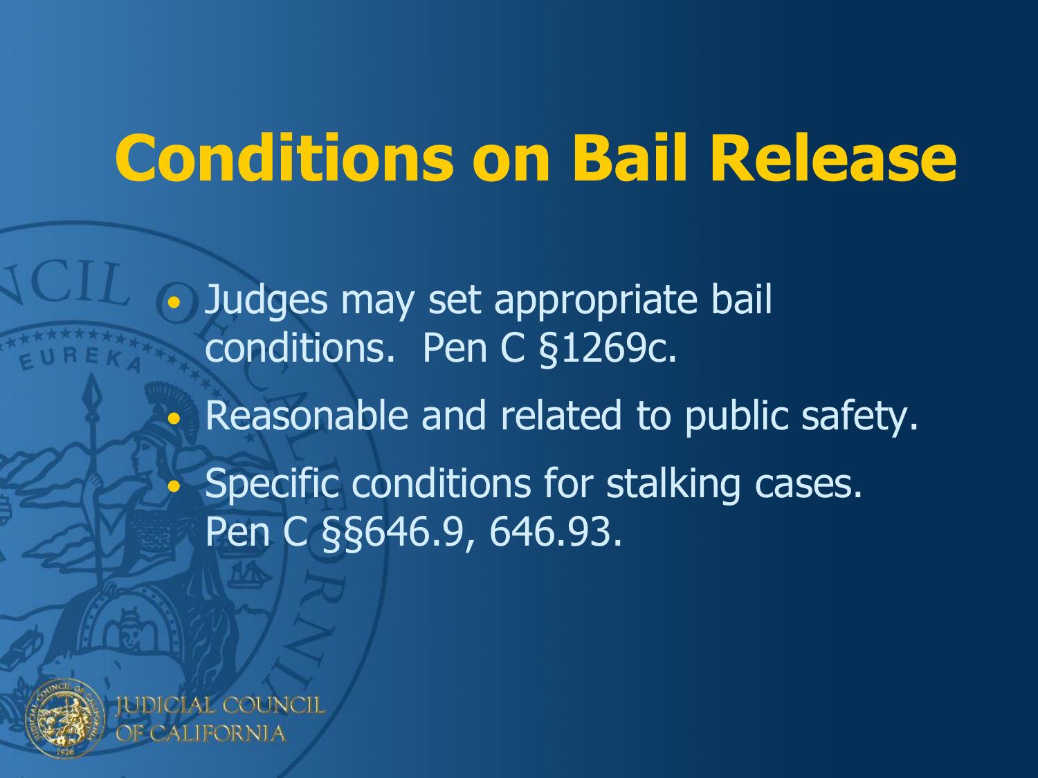# Conditions on Bail Release

- Judges may set appropriate bail conditions. Pen C §1269c.
- Reasonable and related to public safety.
- Specific conditions for stalking cases. Pen C §§646.9, 646.93.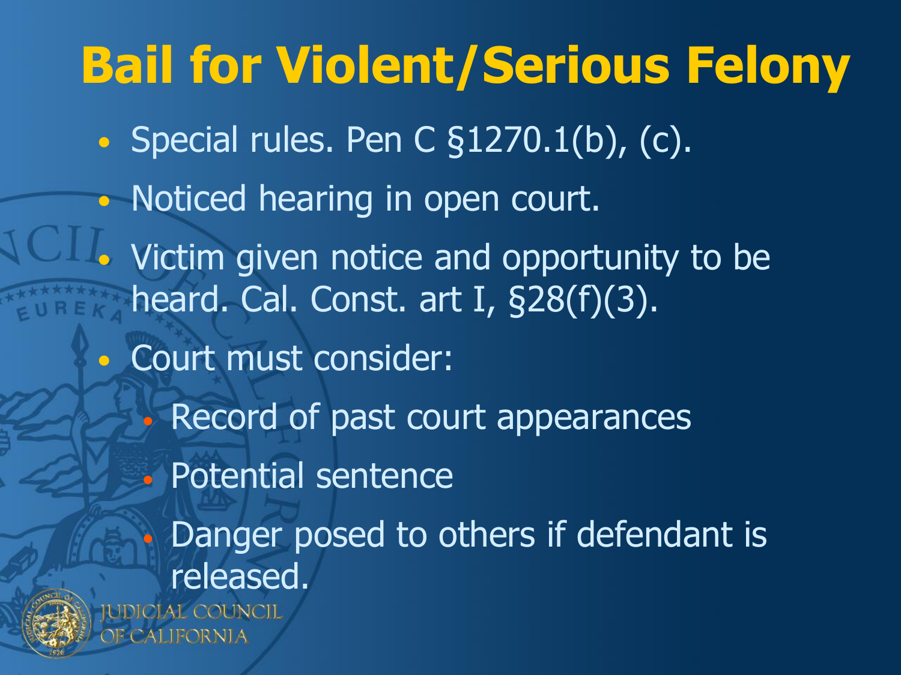# Bail for Violent/Serious Felony

- Special rules. Pen C §1270.1(b), (c).
- Noticed hearing in open court.
- Victim given notice and opportunity to be heard. Cal. Const. art I, §28(f)(3).
- Court must consider:
  - Record of past court appearances
  - Potential sentence
  - Danger posed to others if defendant is released.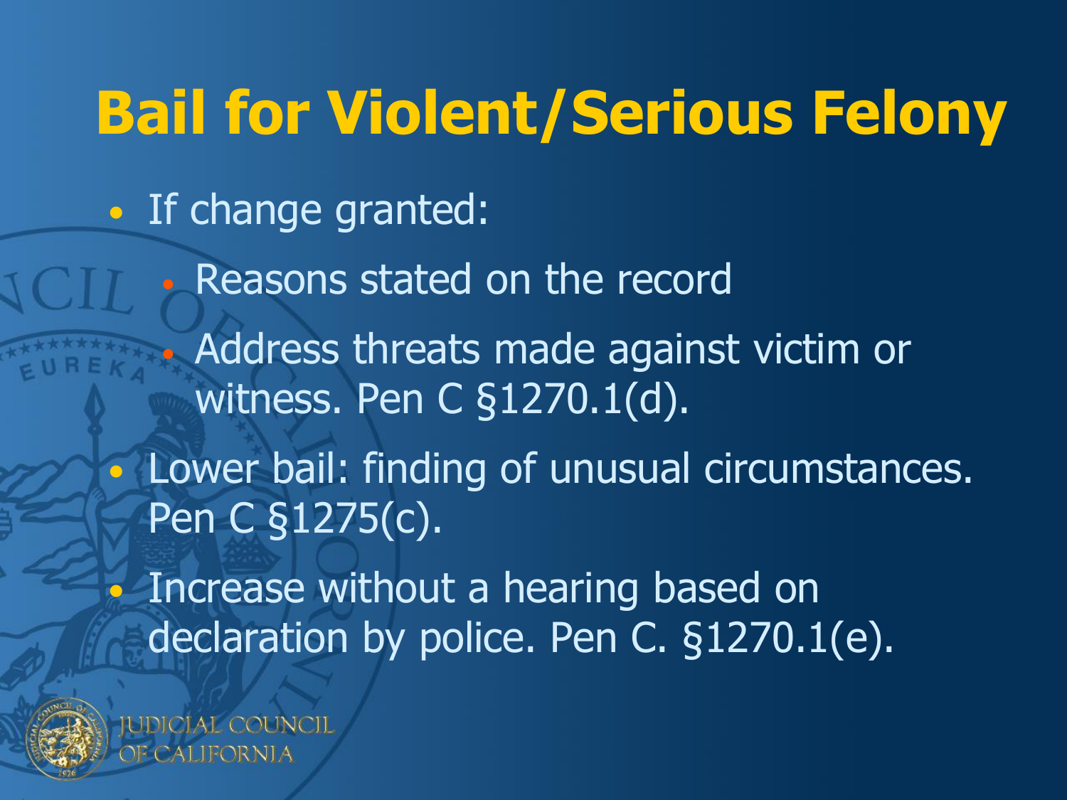# Bail for Violent/Serious Felony

- If change granted:
  - Reasons stated on the record
  - Address threats made against victim or witness. Pen C §1270.1(d).
- Lower bail: finding of unusual circumstances. Pen C §1275(c).
- Increase without a hearing based on declaration by police. Pen C. §1270.1(e).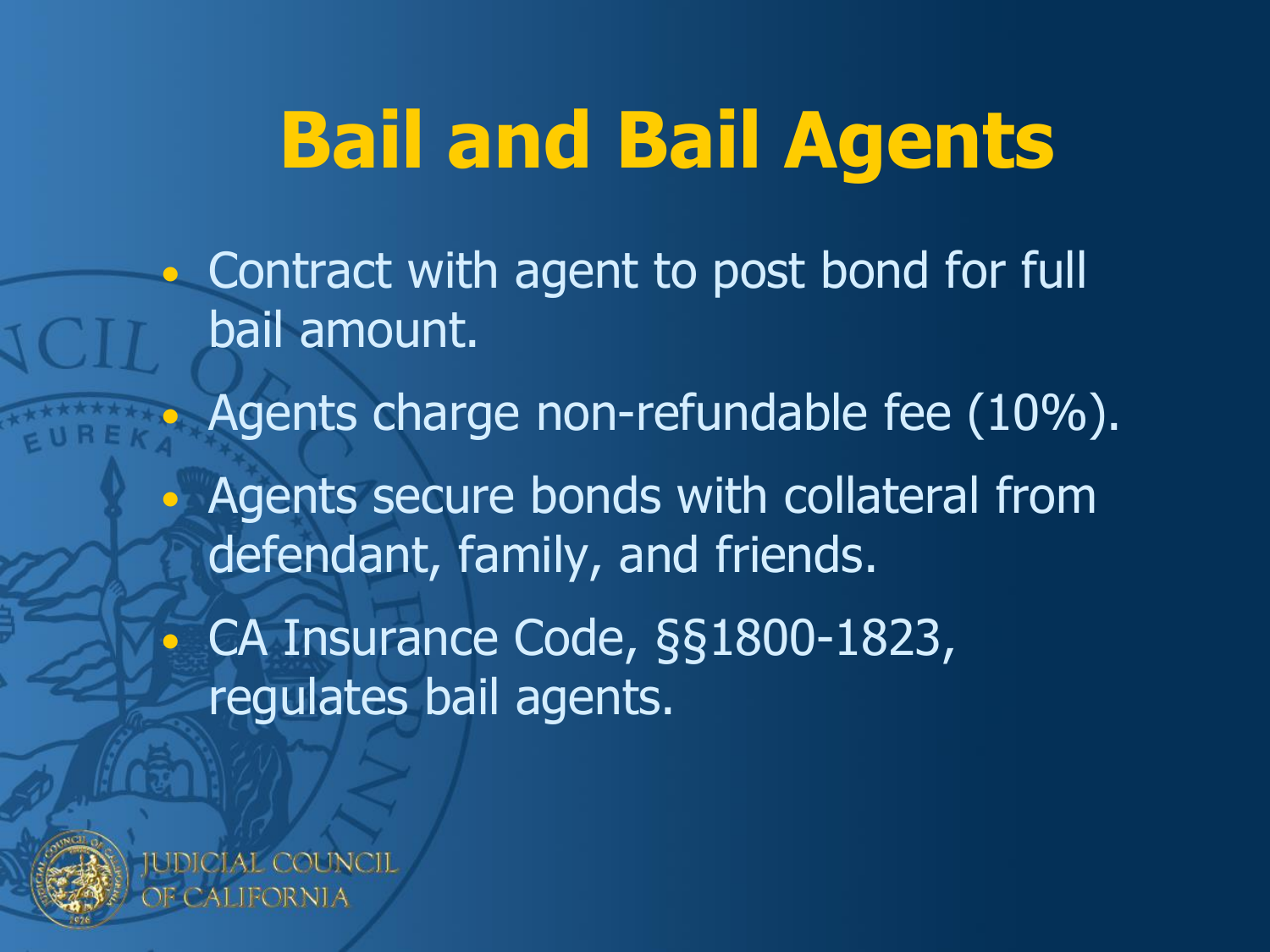# Bail and Bail Agents

- Contract with agent to post bond for full bail amount.
- Agents charge non-refundable fee (10%).
- Agents secure bonds with collateral from defendant, family, and friends.
- CA Insurance Code, §§1800-1823, regulates bail agents.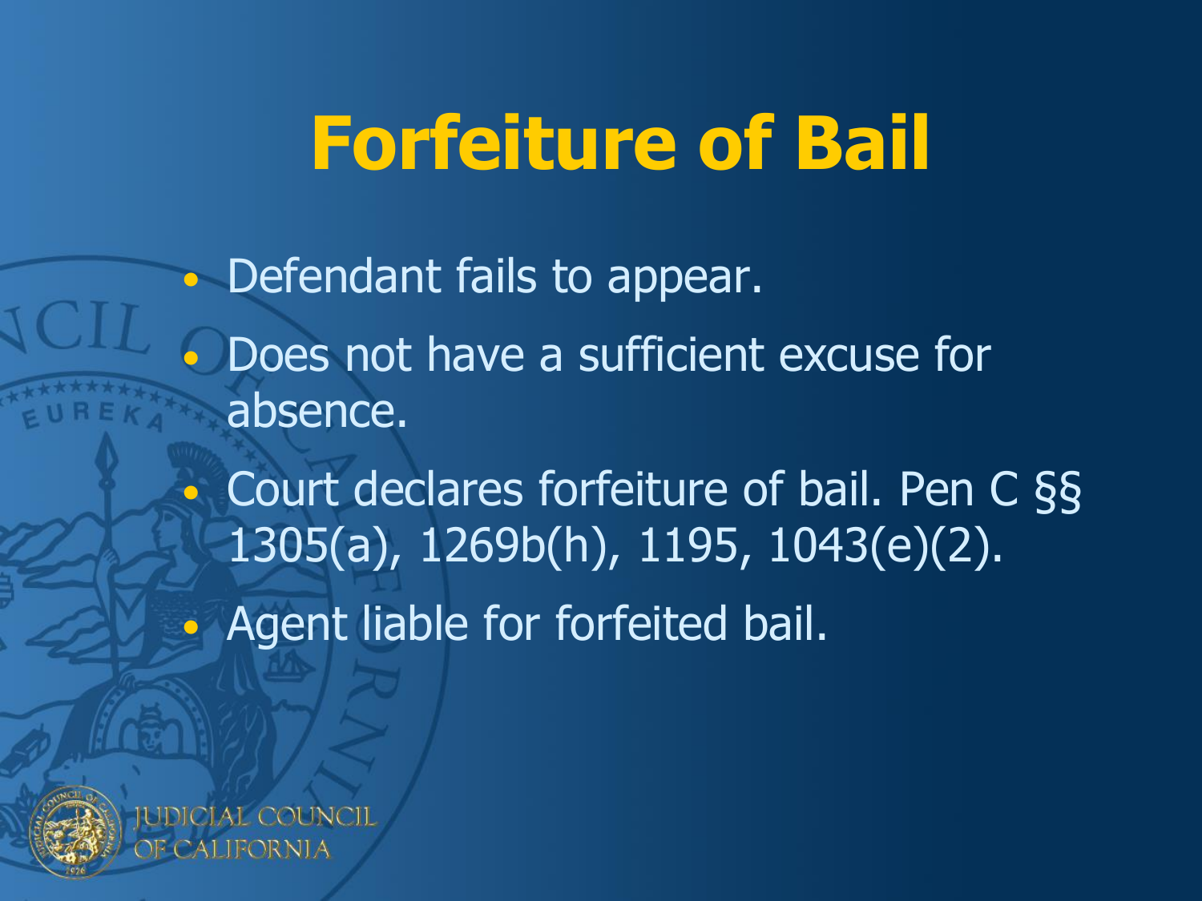# Forfeiture of Bail

- Defendant fails to appear.
- Does not have a sufficient excuse for absence.
- Court declares forfeiture of bail. Pen C §§ 1305(a), 1269b(h), 1195, 1043(e)(2).
- Agent liable for forfeited bail.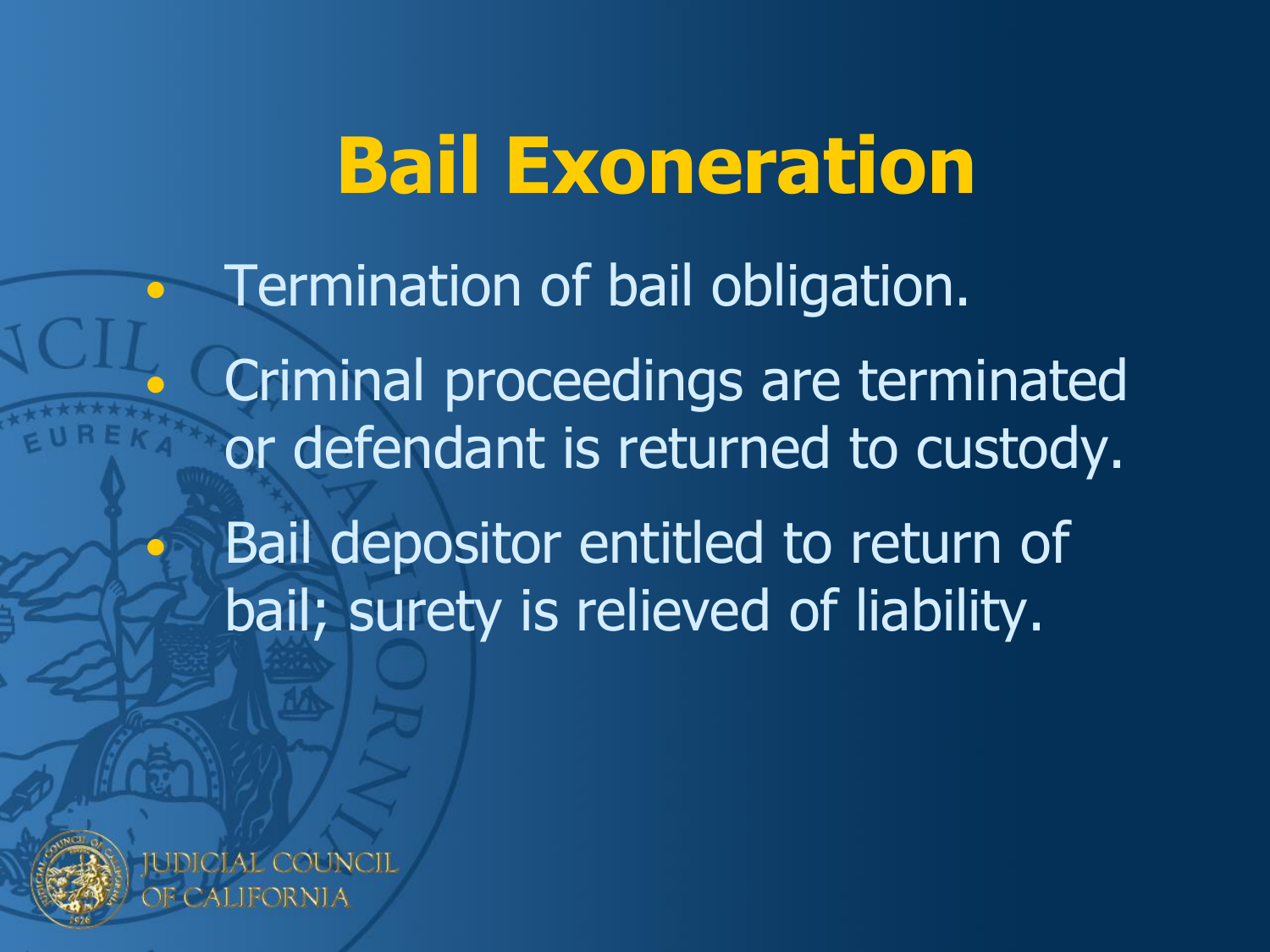# Bail Exoneration

- Termination of bail obligation.
- Criminal proceedings are terminated or defendant is returned to custody.
- Bail depositor entitled to return of bail; surety is relieved of liability.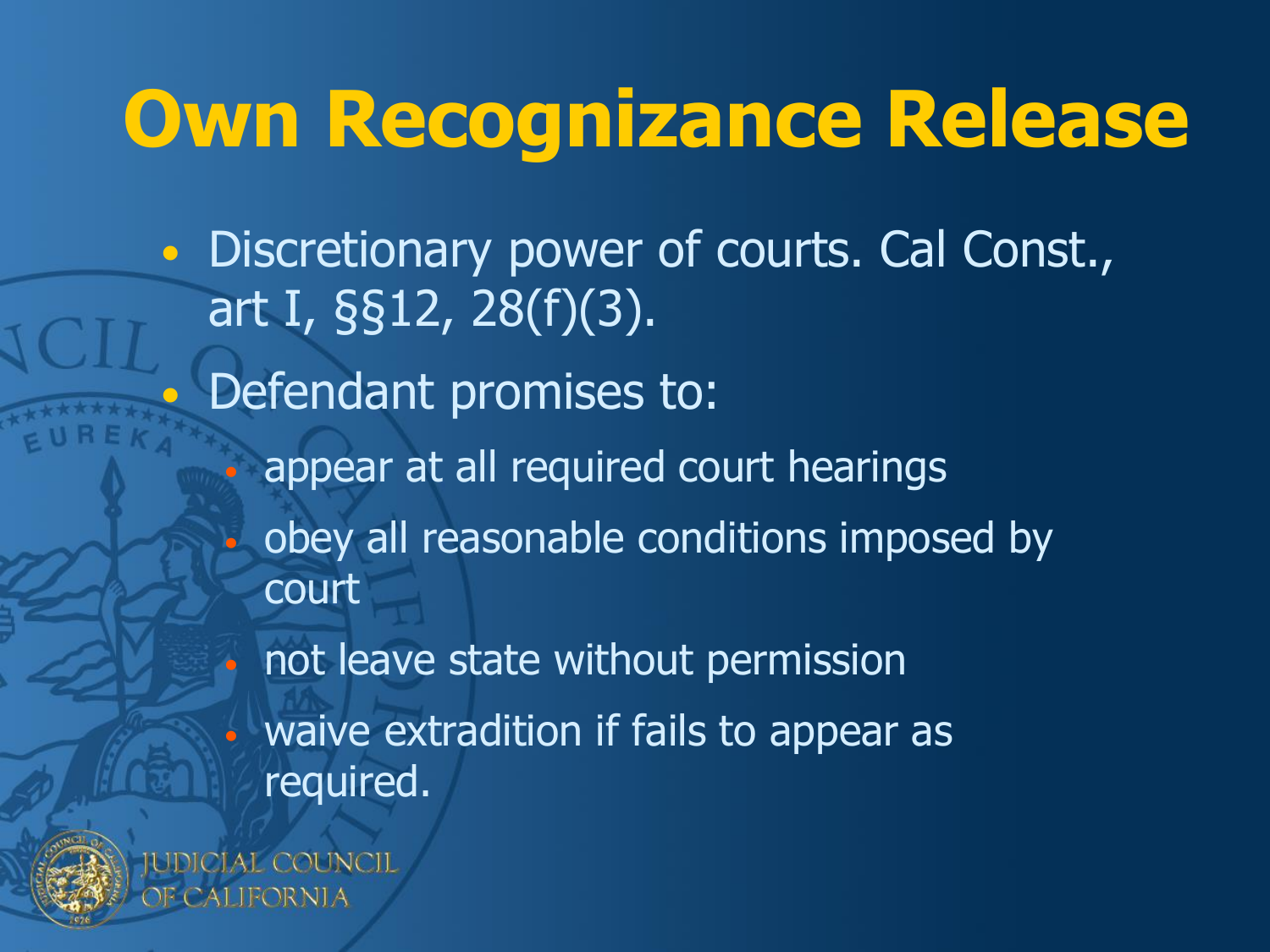# Own Recognizance Release

- Discretionary power of courts. Cal Const., art I, §§12, 28(f)(3).
- Defendant promises to:
  - appear at all required court hearings
  - obey all reasonable conditions imposed by court
  - not leave state without permission
  - waive extradition if fails to appear as required.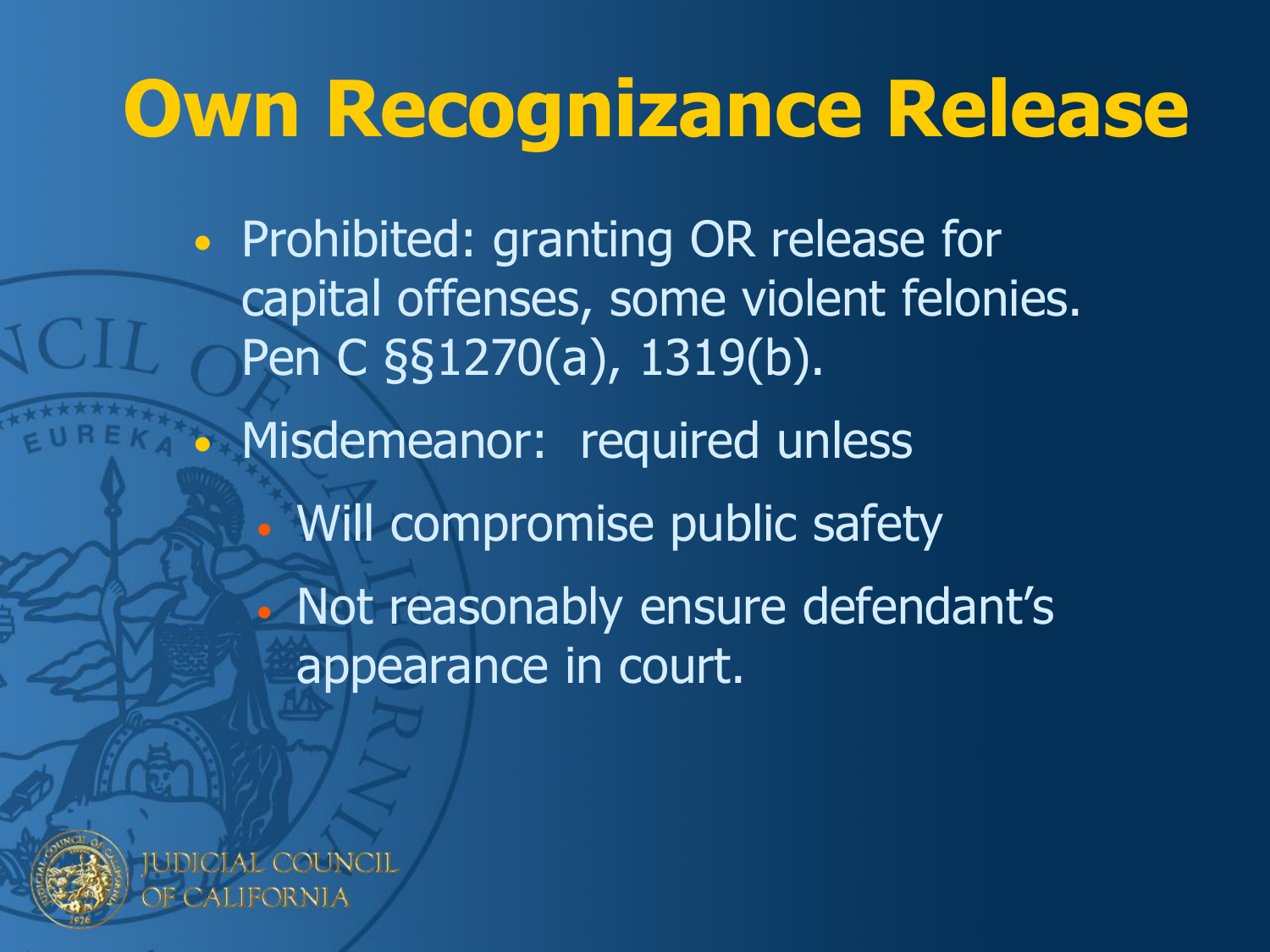# Own Recognizance Release

- Prohibited: granting OR release for capital offenses, some violent felonies. Pen C §§1270(a), 1319(b).
- Misdemeanor: required unless
  - Will compromise public safety
  - Not reasonably ensure defendant's appearance in court.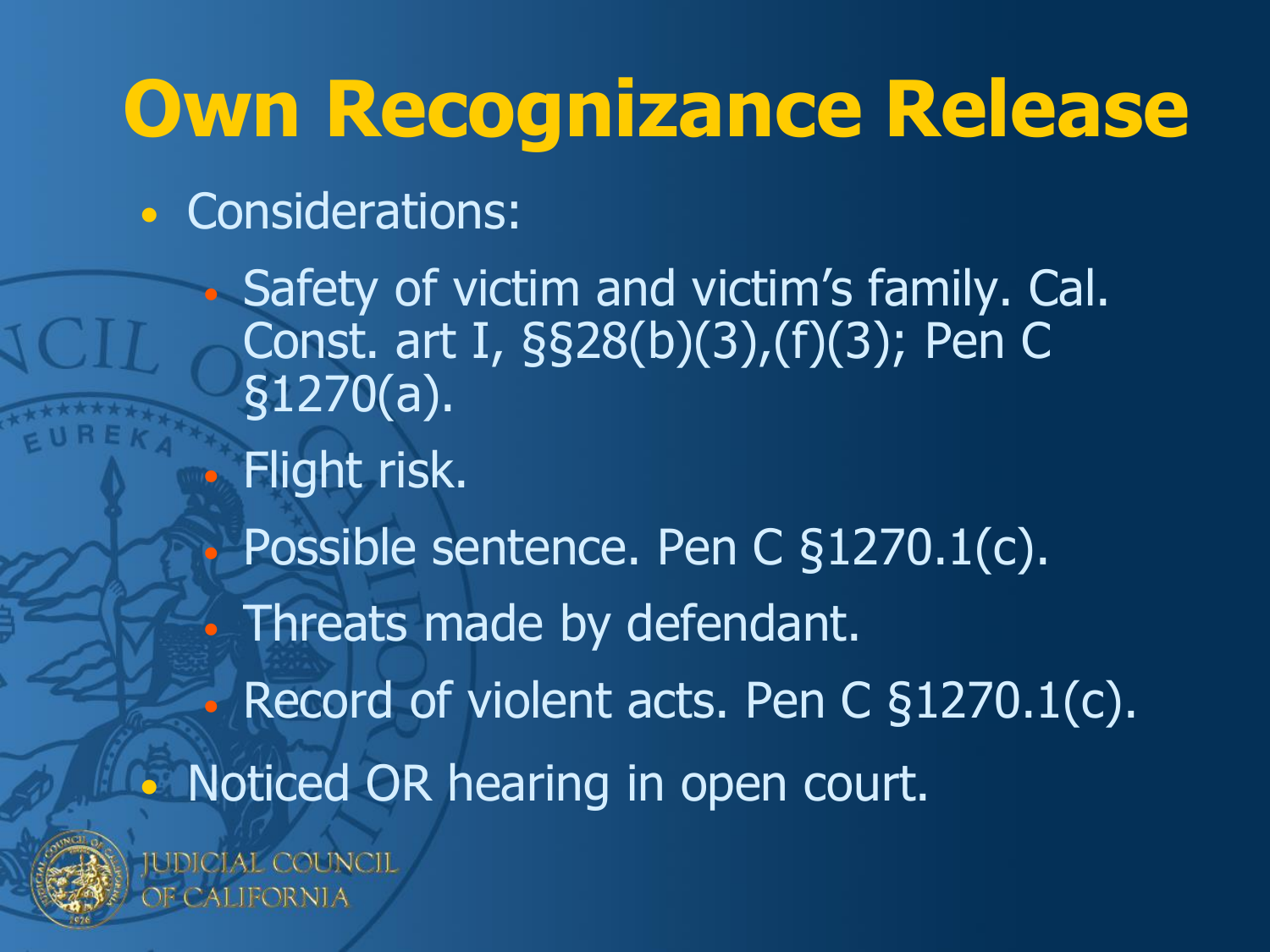# Own Recognizance Release

- Considerations:
  - Safety of victim and victim's family. Cal. Const. art I, §§28(b)(3),(f)(3); Pen C §1270(a).
  - Flight risk.
  - Possible sentence. Pen C §1270.1(c).
  - Threats made by defendant.
  - Record of violent acts. Pen C §1270.1(c).
- Noticed OR hearing in open court.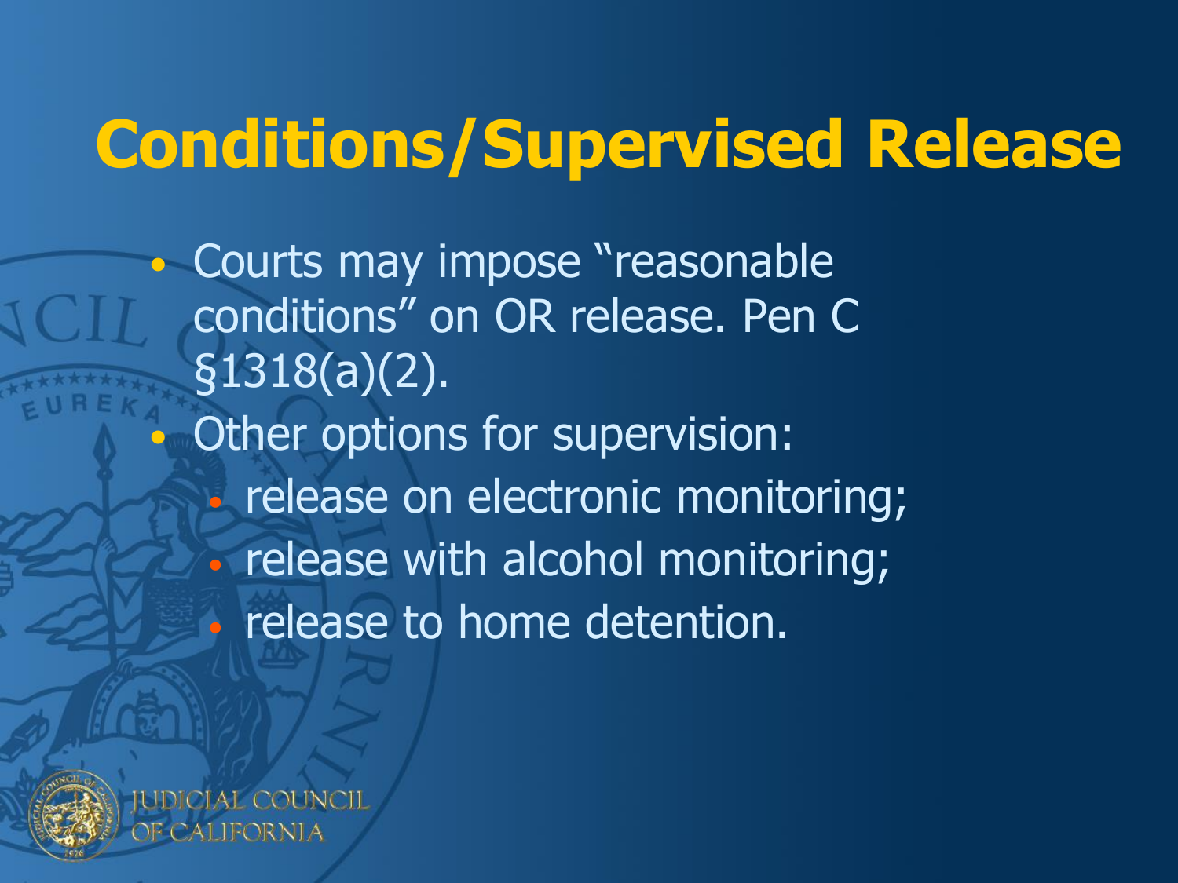# Conditions/Supervised Release

- Courts may impose "reasonable conditions" on OR release. Pen C §1318(a)(2).
- Other options for supervision:
  - release on electronic monitoring;
  - release with alcohol monitoring;
  - release to home detention.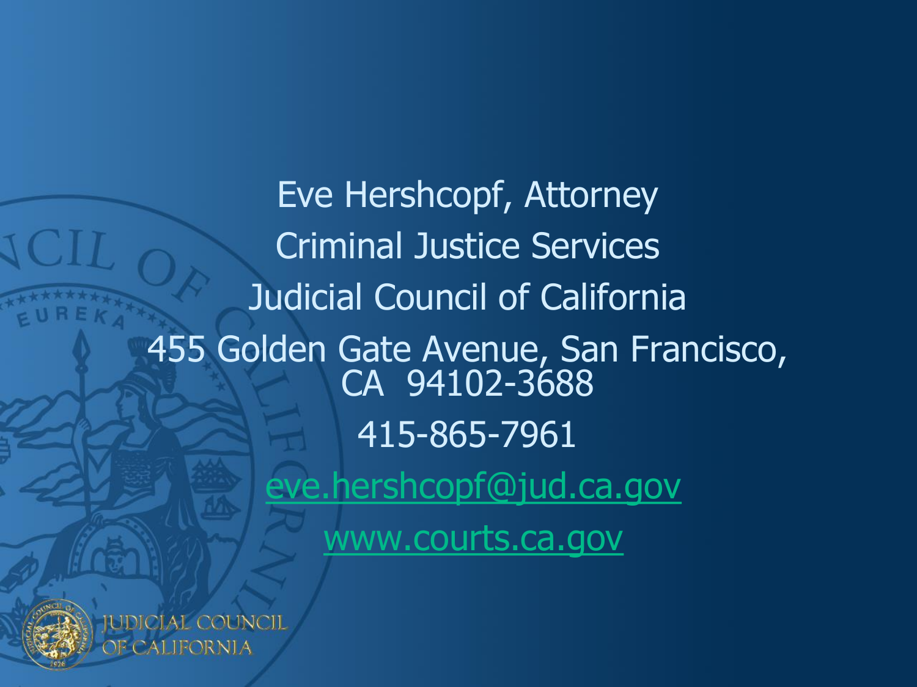Eve Hershcopf, Attorney

Criminal Justice Services

Judicial Council of California

455 Golden Gate Avenue, San Francisco, CA 94102-3688

415-865-7961

eve.hershcopf@jud.ca.gov

www.courts.ca.gov

JUDICIAL COUNCIL OF CALIFORNIA